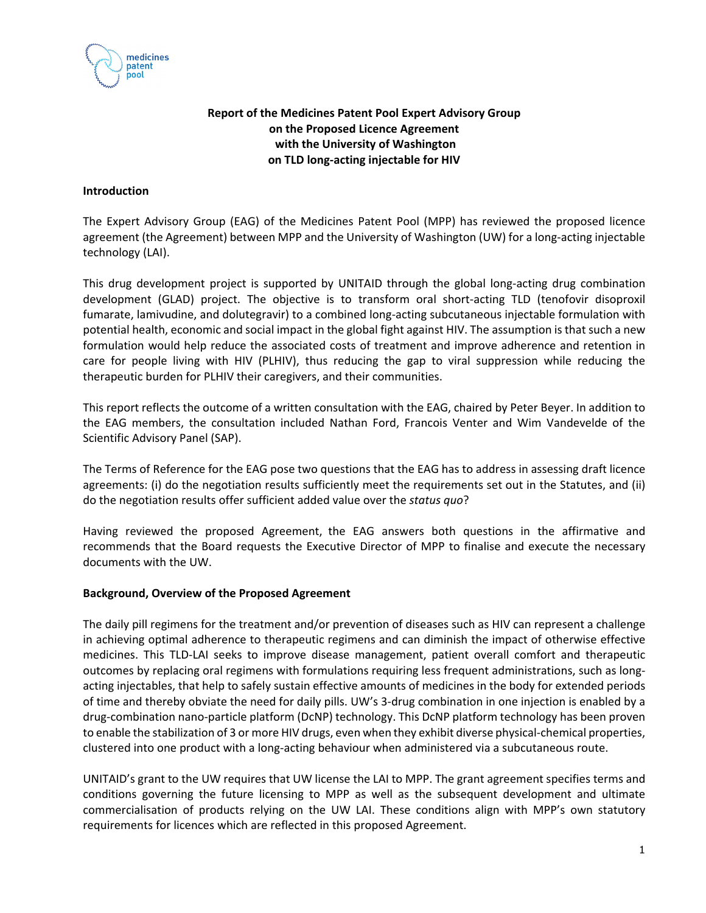# Report of the Medicines Patent Pool Expert Advisory Group on the Proposed Licence Agreement with the University of Washington on TLD long-acting injectable for HIV

## Introduction

The Expert Advisory Group (EAG) of the Medicines Patent Pool (MPP) has reviewed the proposed licence agreement (the Agreement) between MPP and the University of Washington (UW) for a long-acting injectable technology (LAI).

This drug development project is supported by UNITAID through the global long-acting drug combination development (GLAD) project. The objective is to transform oral short-acting TLD (tenofovir disoproxil fumarate, lamivudine, and dolutegravir) to a combined long-acting subcutaneous injectable formulation with potential health, economic and social impact in the global fight against HIV. The assumption is that such a new formulation would help reduce the associated costs of treatment and improve adherence and retention in care for people living with HIV (PLHIV), thus reducing the gap to viral suppression while reducing the therapeutic burden for PLHIV their caregivers, and their communities.

This report reflects the outcome of a written consultation with the EAG, chaired by Peter Beyer. In addition to the EAG members, the consultation included Nathan Ford, Francois Venter and Wim Vandevelde of the Scientific Advisory Panel (SAP).

The Terms of Reference for the EAG pose two questions that the EAG has to address in assessing draft licence agreements: (i) do the negotiation results sufficiently meet the requirements set out in the Statutes, and (ii) do the negotiation results offer sufficient added value over the *status quo*?

Having reviewed the proposed Agreement, the EAG answers both questions in the affirmative and recommends that the Board requests the Executive Director of MPP to finalise and execute the necessary documents with the UW.

## Background, Overview of the Proposed Agreement

The daily pill regimens for the treatment and/or prevention of diseases such as HIV can represent a challenge in achieving optimal adherence to therapeutic regimens and can diminish the impact of otherwise effective medicines. This TLD-LAI seeks to improve disease management, patient overall comfort and therapeutic outcomes by replacing oral regimens with formulations requiring less frequent administrations, such as long-acting injectables, that help to safely sustain effective amounts of medicines in the body for extended periods of time and thereby obviate the need for daily pills. UW's 3-drug combination in one injection is enabled by a drug-combination nano-particle platform (DcNP) technology. This DcNP platform technology has been proven to enable the stabilization of 3 or more HIV drugs, even when they exhibit diverse physical-chemical properties, clustered into one product with a long-acting behaviour when administered via a subcutaneous route.

UNITAID's grant to the UW requires that UW license the LAI to MPP. The grant agreement specifies terms and conditions governing the future licensing to MPP as well as the subsequent development and ultimate commercialisation of products relying on the UW LAI. These conditions align with MPP's own statutory requirements for licences which are reflected in this proposed Agreement.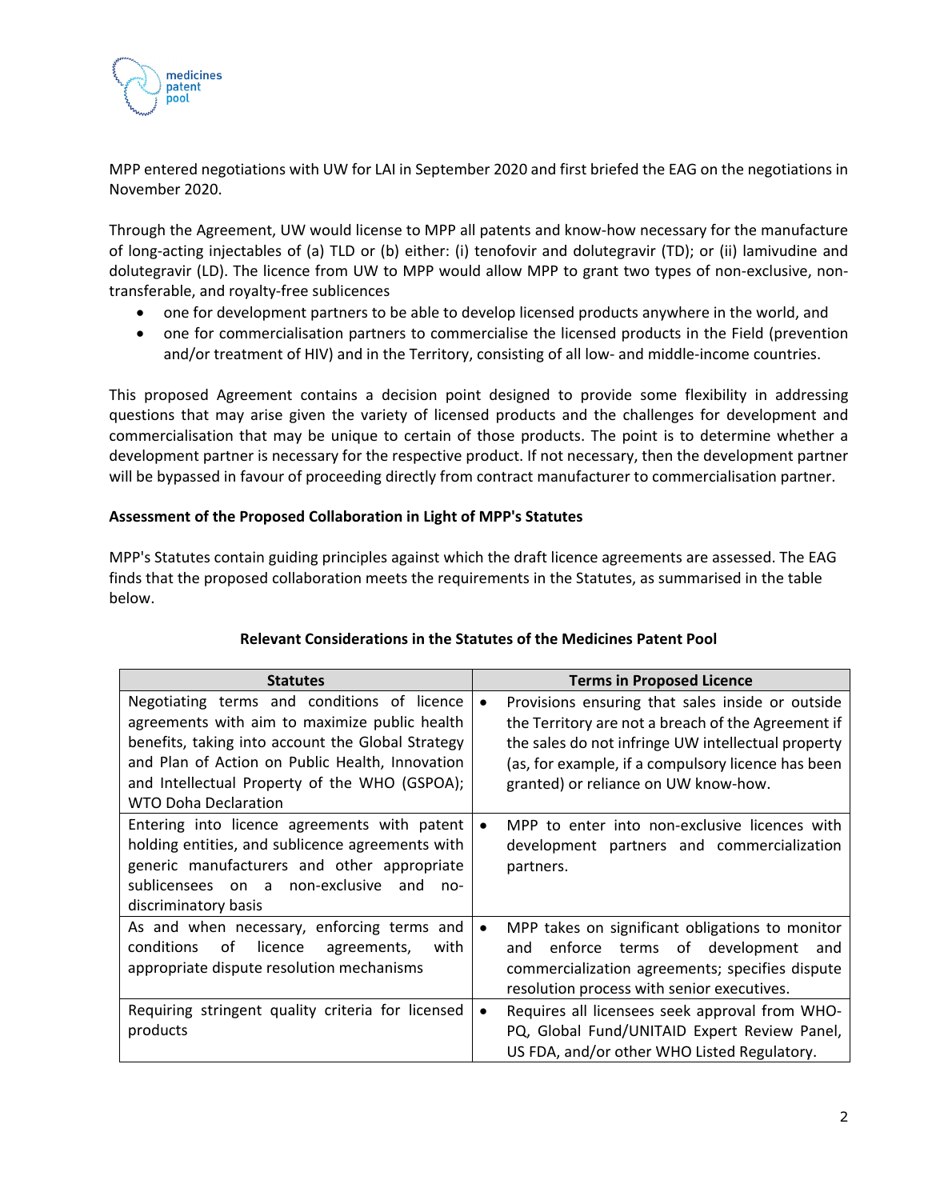MPP entered negotiations with UW for LAI in September 2020 and first briefed the EAG on the negotiations in November 2020.

Through the Agreement, UW would license to MPP all patents and know-how necessary for the manufacture of long-acting injectables of (a) TLD or (b) either: (i) tenofovir and dolutegravir (TD); or (ii) lamivudine and dolutegravir (LD). The licence from UW to MPP would allow MPP to grant two types of non-exclusive, non-transferable, and royalty-free sublicences

- one for development partners to be able to develop licensed products anywhere in the world, and
- one for commercialisation partners to commercialise the licensed products in the Field (prevention and/or treatment of HIV) and in the Territory, consisting of all low- and middle-income countries.

This proposed Agreement contains a decision point designed to provide some flexibility in addressing questions that may arise given the variety of licensed products and the challenges for development and commercialisation that may be unique to certain of those products. The point is to determine whether a development partner is necessary for the respective product. If not necessary, then the development partner will be bypassed in favour of proceeding directly from contract manufacturer to commercialisation partner.

**Assessment of the Proposed Collaboration in Light of MPP's Statutes**

MPP's Statutes contain guiding principles against which the draft licence agreements are assessed. The EAG finds that the proposed collaboration meets the requirements in the Statutes, as summarised in the table below.

**Relevant Considerations in the Statutes of the Medicines Patent Pool**

| Statutes | Terms in Proposed Licence |
|---|---|
| Negotiating terms and conditions of licence agreements with aim to maximize public health benefits, taking into account the Global Strategy and Plan of Action on Public Health, Innovation and Intellectual Property of the WHO (GSPOA); WTO Doha Declaration | • Provisions ensuring that sales inside or outside the Territory are not a breach of the Agreement if the sales do not infringe UW intellectual property (as, for example, if a compulsory licence has been granted) or reliance on UW know-how. |
| Entering into licence agreements with patent holding entities, and sublicence agreements with generic manufacturers and other appropriate sublicensees on a non-exclusive and no-discriminatory basis | • MPP to enter into non-exclusive licences with development partners and commercialization partners. |
| As and when necessary, enforcing terms and conditions of licence agreements, with appropriate dispute resolution mechanisms | • MPP takes on significant obligations to monitor and enforce terms of development and commercialization agreements; specifies dispute resolution process with senior executives. |
| Requiring stringent quality criteria for licensed products | • Requires all licensees seek approval from WHO-PQ, Global Fund/UNITAID Expert Review Panel, US FDA, and/or other WHO Listed Regulatory. |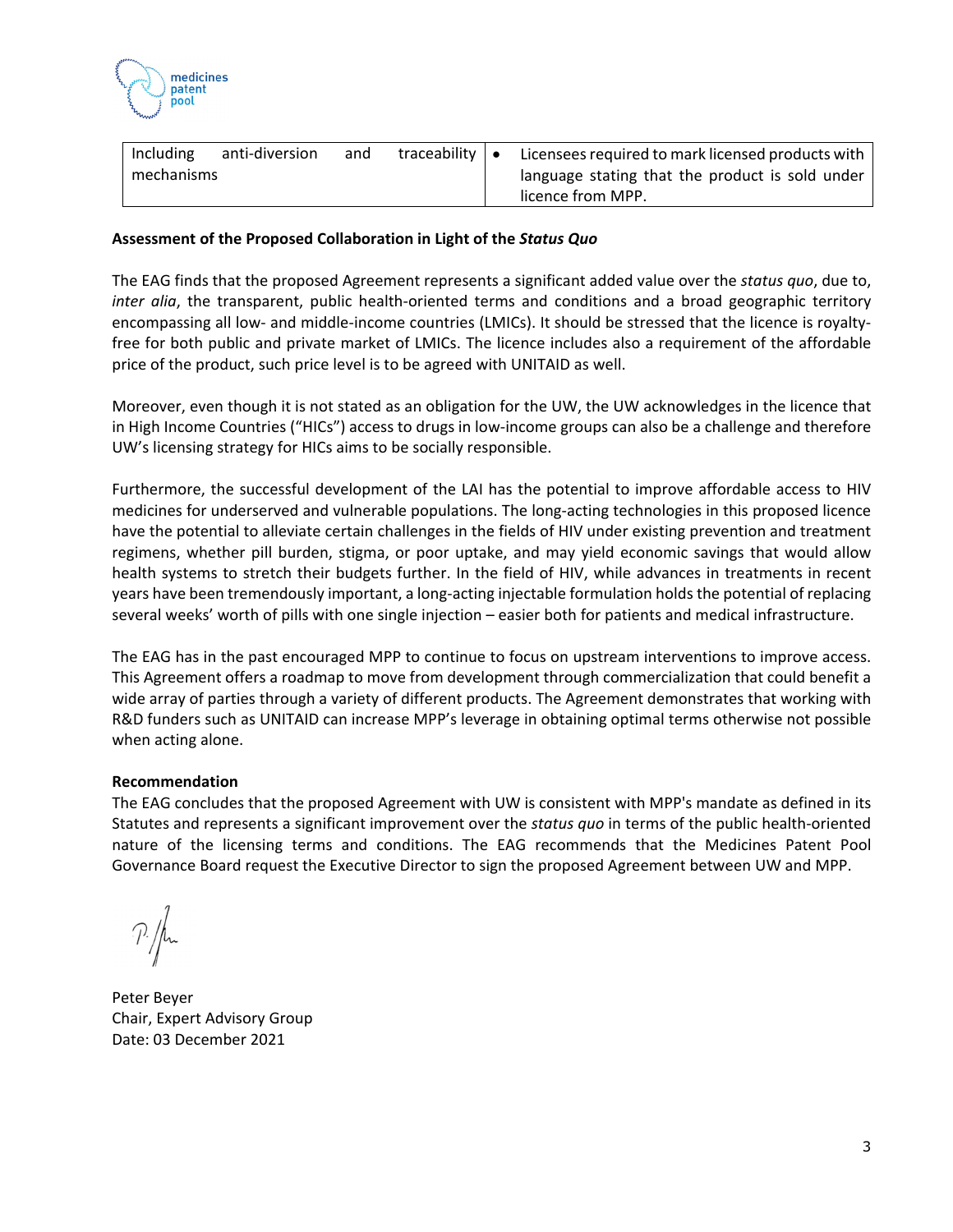| | |
|---|---|
| Including anti-diversion and traceability mechanisms | • Licensees required to mark licensed products with language stating that the product is sold under licence from MPP. |

**Assessment of the Proposed Collaboration in Light of the *Status Quo***

The EAG finds that the proposed Agreement represents a significant added value over the *status quo*, due to, *inter alia*, the transparent, public health-oriented terms and conditions and a broad geographic territory encompassing all low- and middle-income countries (LMICs). It should be stressed that the licence is royalty-free for both public and private market of LMICs. The licence includes also a requirement of the affordable price of the product, such price level is to be agreed with UNITAID as well.

Moreover, even though it is not stated as an obligation for the UW, the UW acknowledges in the licence that in High Income Countries ("HICs") access to drugs in low-income groups can also be a challenge and therefore UW's licensing strategy for HICs aims to be socially responsible.

Furthermore, the successful development of the LAI has the potential to improve affordable access to HIV medicines for underserved and vulnerable populations. The long-acting technologies in this proposed licence have the potential to alleviate certain challenges in the fields of HIV under existing prevention and treatment regimens, whether pill burden, stigma, or poor uptake, and may yield economic savings that would allow health systems to stretch their budgets further. In the field of HIV, while advances in treatments in recent years have been tremendously important, a long-acting injectable formulation holds the potential of replacing several weeks' worth of pills with one single injection – easier both for patients and medical infrastructure.

The EAG has in the past encouraged MPP to continue to focus on upstream interventions to improve access. This Agreement offers a roadmap to move from development through commercialization that could benefit a wide array of parties through a variety of different products. The Agreement demonstrates that working with R&D funders such as UNITAID can increase MPP's leverage in obtaining optimal terms otherwise not possible when acting alone.

**Recommendation**

The EAG concludes that the proposed Agreement with UW is consistent with MPP's mandate as defined in its Statutes and represents a significant improvement over the *status quo* in terms of the public health-oriented nature of the licensing terms and conditions. The EAG recommends that the Medicines Patent Pool Governance Board request the Executive Director to sign the proposed Agreement between UW and MPP.

Peter Beyer
Chair, Expert Advisory Group
Date: 03 December 2021